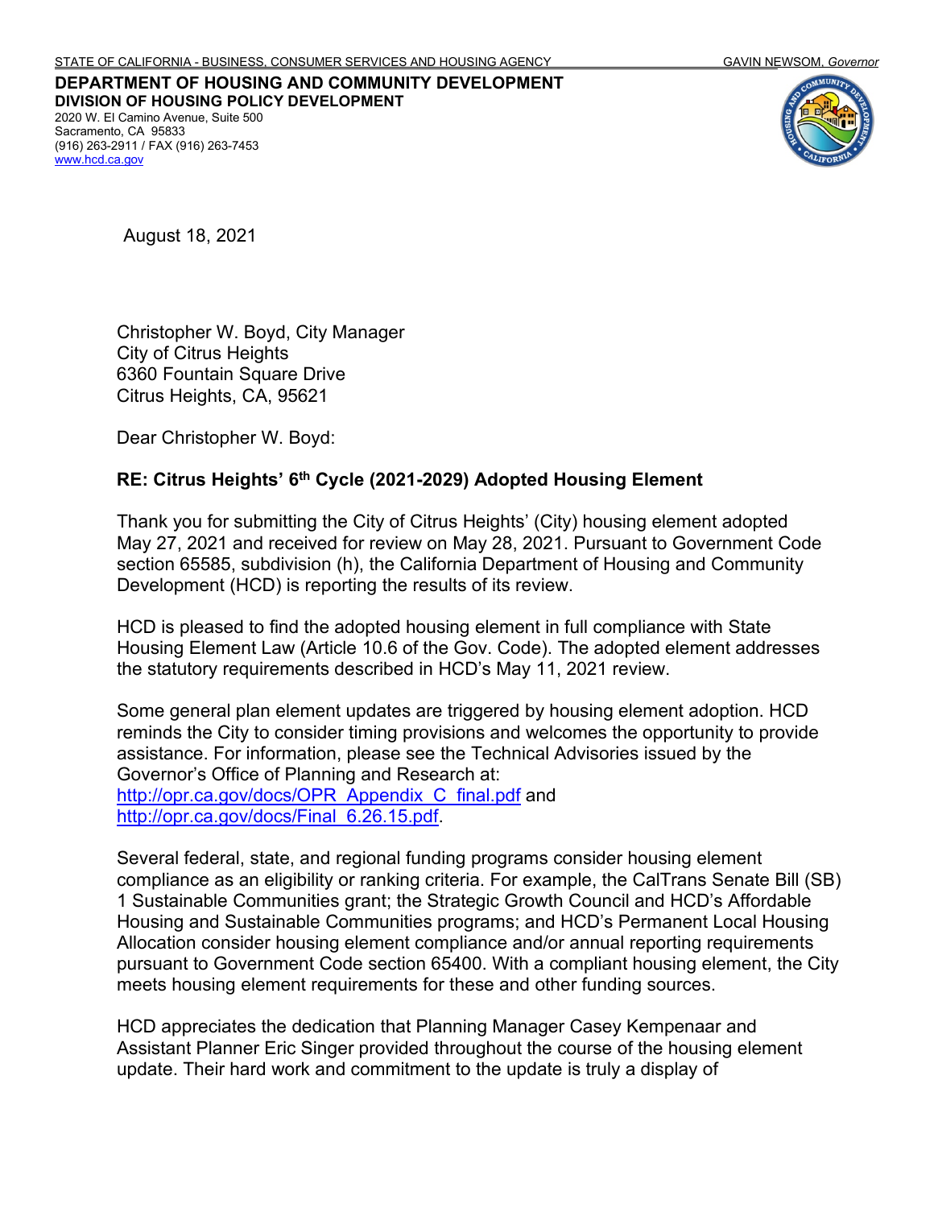STATE OF CALIFORNIA - BUSINESS, CONSUMER SERVICES AND HOUSING AGENCY GAVIN NEWSOM, *Governor*

**DEPARTMENT OF HOUSING AND COMMUNITY DEVELOPMENT**
**DIVISION OF HOUSING POLICY DEVELOPMENT**
2020 W. El Camino Avenue, Suite 500
Sacramento, CA 95833
(916) 263-2911 / FAX (916) 263-7453
www.hcd.ca.gov

August 18, 2021

Christopher W. Boyd, City Manager
City of Citrus Heights
6360 Fountain Square Drive
Citrus Heights, CA, 95621

Dear Christopher W. Boyd:

**RE: Citrus Heights' 6th Cycle (2021-2029) Adopted Housing Element**

Thank you for submitting the City of Citrus Heights' (City) housing element adopted May 27, 2021 and received for review on May 28, 2021. Pursuant to Government Code section 65585, subdivision (h), the California Department of Housing and Community Development (HCD) is reporting the results of its review.

HCD is pleased to find the adopted housing element in full compliance with State Housing Element Law (Article 10.6 of the Gov. Code). The adopted element addresses the statutory requirements described in HCD's May 11, 2021 review.

Some general plan element updates are triggered by housing element adoption. HCD reminds the City to consider timing provisions and welcomes the opportunity to provide assistance. For information, please see the Technical Advisories issued by the Governor's Office of Planning and Research at: http://opr.ca.gov/docs/OPR_Appendix_C_final.pdf and http://opr.ca.gov/docs/Final_6.26.15.pdf.

Several federal, state, and regional funding programs consider housing element compliance as an eligibility or ranking criteria. For example, the CalTrans Senate Bill (SB) 1 Sustainable Communities grant; the Strategic Growth Council and HCD's Affordable Housing and Sustainable Communities programs; and HCD's Permanent Local Housing Allocation consider housing element compliance and/or annual reporting requirements pursuant to Government Code section 65400. With a compliant housing element, the City meets housing element requirements for these and other funding sources.

HCD appreciates the dedication that Planning Manager Casey Kempenaar and Assistant Planner Eric Singer provided throughout the course of the housing element update. Their hard work and commitment to the update is truly a display of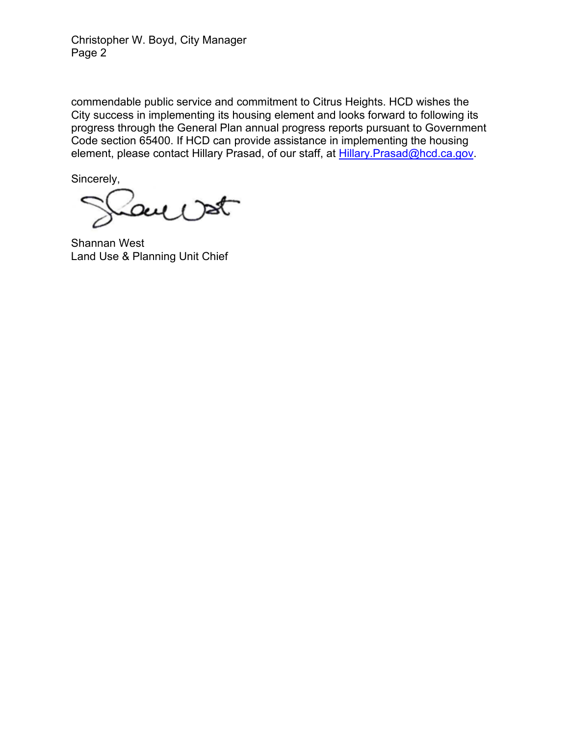commendable public service and commitment to Citrus Heights. HCD wishes the City success in implementing its housing element and looks forward to following its progress through the General Plan annual progress reports pursuant to Government Code section 65400. If HCD can provide assistance in implementing the housing element, please contact Hillary Prasad, of our staff, at Hillary.Prasad@hcd.ca.gov.

Sincerely,

Shannan West  
Land Use & Planning Unit Chief